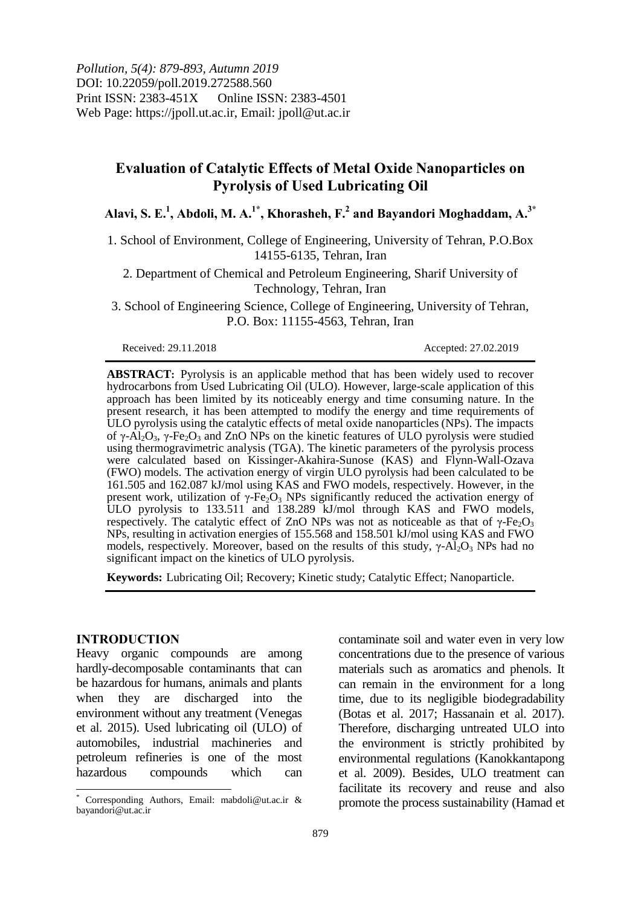# Evaluation of Catalytic Effects of Metal Oxide Nanoparticles on Pyrolysis of Used Lubricating Oil

**Alavi, S. E.[1], Abdoli, M. A.[1*], Khorasheh, F.[2] and Bayandori Moghaddam, A.[3*]**

1. School of Environment, College of Engineering, University of Tehran, P.O.Box 14155-6135, Tehran, Iran

2. Department of Chemical and Petroleum Engineering, Sharif University of Technology, Tehran, Iran

3. School of Engineering Science, College of Engineering, University of Tehran, P.O. Box: 11155-4563, Tehran, Iran

Received: 29.11.2018 Accepted: 27.02.2019

**ABSTRACT:** Pyrolysis is an applicable method that has been widely used to recover hydrocarbons from Used Lubricating Oil (ULO). However, large-scale application of this approach has been limited by its noticeably energy and time consuming nature. In the present research, it has been attempted to modify the energy and time requirements of ULO pyrolysis using the catalytic effects of metal oxide nanoparticles (NPs). The impacts of γ-$Al_2O_3$, γ-$Fe_2O_3$ and ZnO NPs on the kinetic features of ULO pyrolysis were studied using thermogravimetric analysis (TGA). The kinetic parameters of the pyrolysis process were calculated based on Kissinger-Akahira-Sunose (KAS) and Flynn-Wall-Ozava (FWO) models. The activation energy of virgin ULO pyrolysis had been calculated to be 161.505 and 162.087 kJ/mol using KAS and FWO models, respectively. However, in the present work, utilization of γ-$Fe_2O_3$ NPs significantly reduced the activation energy of ULO pyrolysis to 133.511 and 138.289 kJ/mol through KAS and FWO models, respectively. The catalytic effect of ZnO NPs was not as noticeable as that of γ-$Fe_2O_3$ NPs, resulting in activation energies of 155.568 and 158.501 kJ/mol using KAS and FWO models, respectively. Moreover, based on the results of this study, γ-$Al_2O_3$ NPs had no significant impact on the kinetics of ULO pyrolysis.

**Keywords:** Lubricating Oil; Recovery; Kinetic study; Catalytic Effect; Nanoparticle.

## INTRODUCTION

Heavy organic compounds are among hardly-decomposable contaminants that can be hazardous for humans, animals and plants when they are discharged into the environment without any treatment (Venegas et al. 2015). Used lubricating oil (ULO) of automobiles, industrial machineries and petroleum refineries is one of the most hazardous compounds which can contaminate soil and water even in very low concentrations due to the presence of various materials such as aromatics and phenols. It can remain in the environment for a long time, due to its negligible biodegradability (Botas et al. 2017; Hassanain et al. 2017). Therefore, discharging untreated ULO into the environment is strictly prohibited by environmental regulations (Kanokkantapong et al. 2009). Besides, ULO treatment can facilitate its recovery and reuse and also promote the process sustainability (Hamad et

[*] Corresponding Authors, Email: mabdoli@ut.ac.ir & bayandori@ut.ac.ir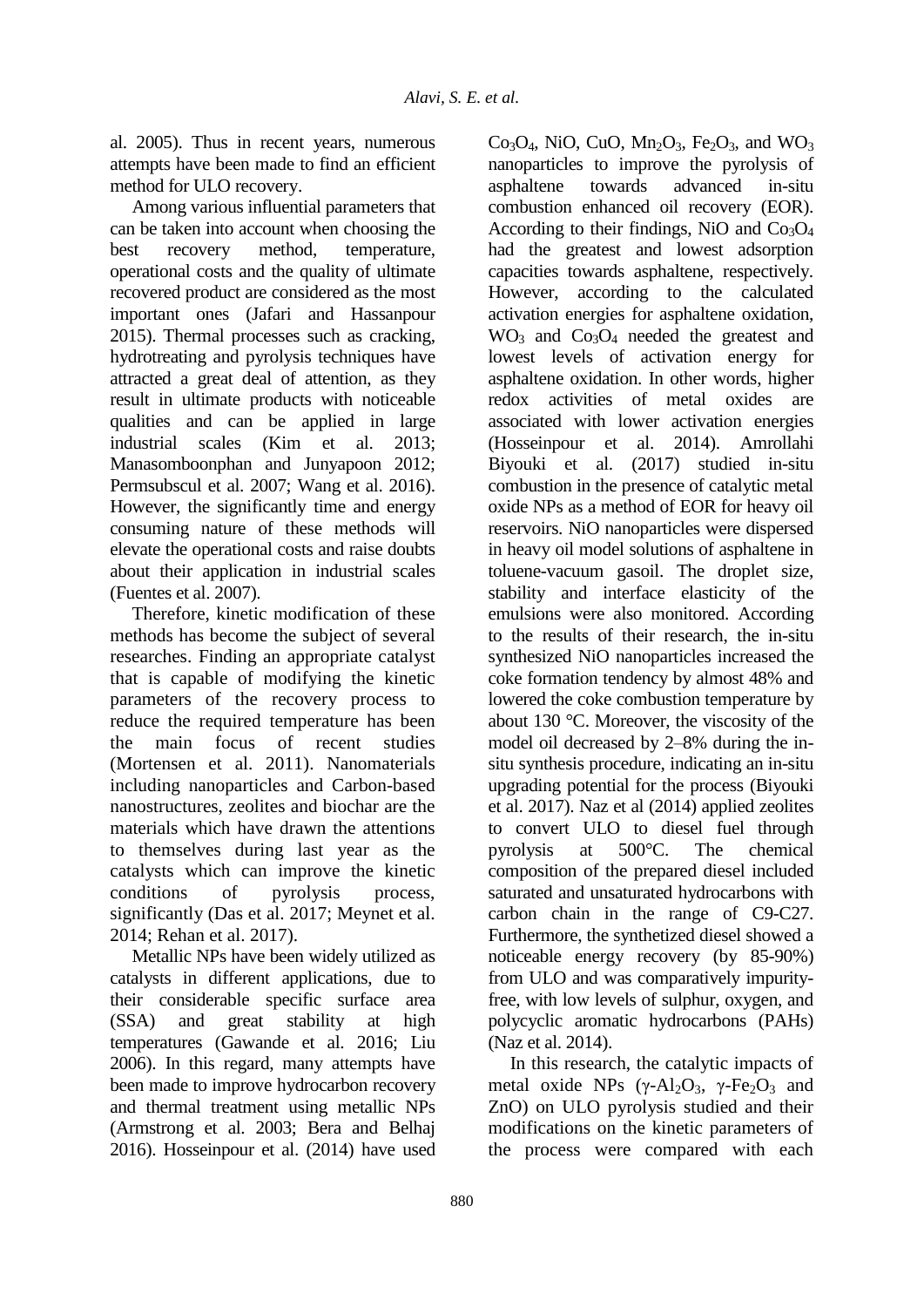al. 2005). Thus in recent years, numerous attempts have been made to find an efficient method for ULO recovery.

Among various influential parameters that can be taken into account when choosing the best recovery method, temperature, operational costs and the quality of ultimate recovered product are considered as the most important ones (Jafari and Hassanpour 2015). Thermal processes such as cracking, hydrotreating and pyrolysis techniques have attracted a great deal of attention, as they result in ultimate products with noticeable qualities and can be applied in large industrial scales (Kim et al. 2013; Manasomboonphan and Junyapoon 2012; Permsubscul et al. 2007; Wang et al. 2016). However, the significantly time and energy consuming nature of these methods will elevate the operational costs and raise doubts about their application in industrial scales (Fuentes et al. 2007).

Therefore, kinetic modification of these methods has become the subject of several researches. Finding an appropriate catalyst that is capable of modifying the kinetic parameters of the recovery process to reduce the required temperature has been the main focus of recent studies (Mortensen et al. 2011). Nanomaterials including nanoparticles and Carbon-based nanostructures, zeolites and biochar are the materials which have drawn the attentions to themselves during last year as the catalysts which can improve the kinetic conditions of pyrolysis process, significantly (Das et al. 2017; Meynet et al. 2014; Rehan et al. 2017).

Metallic NPs have been widely utilized as catalysts in different applications, due to their considerable specific surface area (SSA) and great stability at high temperatures (Gawande et al. 2016; Liu 2006). In this regard, many attempts have been made to improve hydrocarbon recovery and thermal treatment using metallic NPs (Armstrong et al. 2003; Bera and Belhaj 2016). Hosseinpour et al. (2014) have used $Co_3O_4$, NiO, CuO, $Mn_2O_3$, $Fe_2O_3$, and $WO_3$ nanoparticles to improve the pyrolysis of asphaltene towards advanced in-situ combustion enhanced oil recovery (EOR). According to their findings, NiO and $Co_3O_4$ had the greatest and lowest adsorption capacities towards asphaltene, respectively. However, according to the calculated activation energies for asphaltene oxidation, $WO_3$ and $Co_3O_4$ needed the greatest and lowest levels of activation energy for asphaltene oxidation. In other words, higher redox activities of metal oxides are associated with lower activation energies (Hosseinpour et al. 2014). Amrollahi Biyouki et al. (2017) studied in-situ combustion in the presence of catalytic metal oxide NPs as a method of EOR for heavy oil reservoirs. NiO nanoparticles were dispersed in heavy oil model solutions of asphaltene in toluene-vacuum gasoil. The droplet size, stability and interface elasticity of the emulsions were also monitored. According to the results of their research, the in-situ synthesized NiO nanoparticles increased the coke formation tendency by almost 48% and lowered the coke combustion temperature by about 130 °C. Moreover, the viscosity of the model oil decreased by 2–8% during the in-situ synthesis procedure, indicating an in-situ upgrading potential for the process (Biyouki et al. 2017). Naz et al (2014) applied zeolites to convert ULO to diesel fuel through pyrolysis at 500°C. The chemical composition of the prepared diesel included saturated and unsaturated hydrocarbons with carbon chain in the range of C9-C27. Furthermore, the synthetized diesel showed a noticeable energy recovery (by 85-90%) from ULO and was comparatively impurity-free, with low levels of sulphur, oxygen, and polycyclic aromatic hydrocarbons (PAHs) (Naz et al. 2014).

In this research, the catalytic impacts of metal oxide NPs ($\gamma$-$Al_2O_3$, $\gamma$-$Fe_2O_3$ and ZnO) on ULO pyrolysis studied and their modifications on the kinetic parameters of the process were compared with each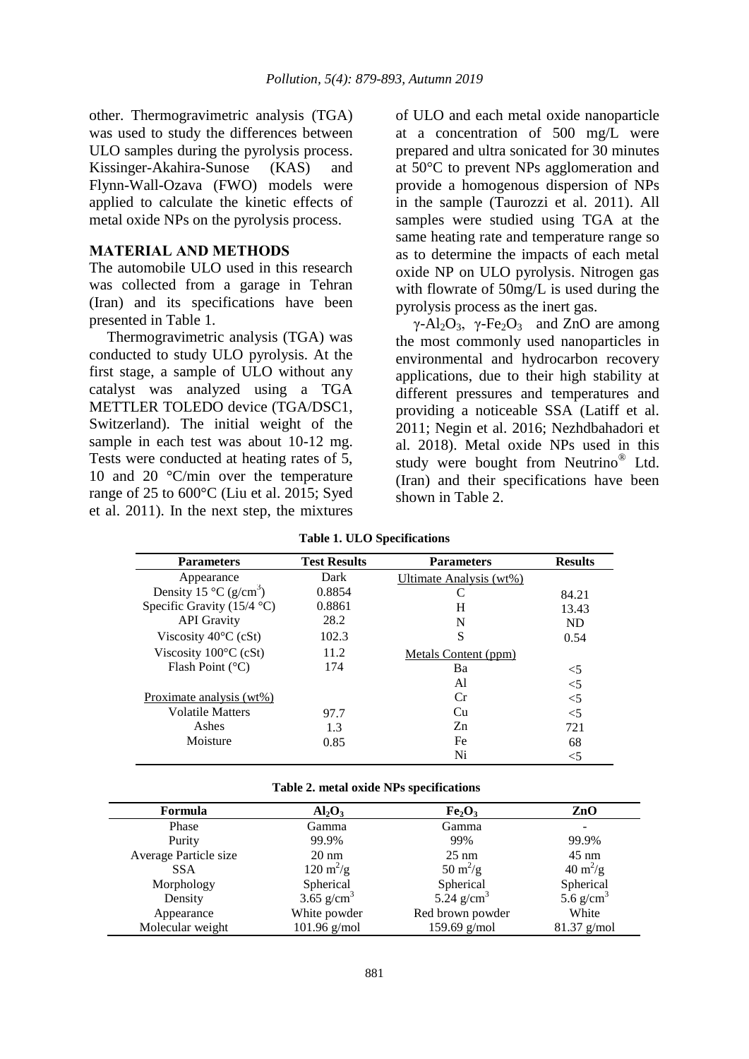other. Thermogravimetric analysis (TGA) was used to study the differences between ULO samples during the pyrolysis process. Kissinger-Akahira-Sunose (KAS) and Flynn-Wall-Ozava (FWO) models were applied to calculate the kinetic effects of metal oxide NPs on the pyrolysis process.

## MATERIAL AND METHODS

The automobile ULO used in this research was collected from a garage in Tehran (Iran) and its specifications have been presented in Table 1.

Thermogravimetric analysis (TGA) was conducted to study ULO pyrolysis. At the first stage, a sample of ULO without any catalyst was analyzed using a TGA METTLER TOLEDO device (TGA/DSC1, Switzerland). The initial weight of the sample in each test was about 10-12 mg. Tests were conducted at heating rates of 5, 10 and 20 °C/min over the temperature range of 25 to 600°C (Liu et al. 2015; Syed et al. 2011). In the next step, the mixtures of ULO and each metal oxide nanoparticle at a concentration of 500 mg/L were prepared and ultra sonicated for 30 minutes at 50°C to prevent NPs agglomeration and provide a homogenous dispersion of NPs in the sample (Taurozzi et al. 2011). All samples were studied using TGA at the same heating rate and temperature range so as to determine the impacts of each metal oxide NP on ULO pyrolysis. Nitrogen gas with flowrate of 50mg/L is used during the pyrolysis process as the inert gas.

γ-$Al_2O_3$, γ-$Fe_2O_3$ and ZnO are among the most commonly used nanoparticles in environmental and hydrocarbon recovery applications, due to their high stability at different pressures and temperatures and providing a noticeable SSA (Latiff et al. 2011; Negin et al. 2016; Nezhdbahadori et al. 2018). Metal oxide NPs used in this study were bought from Neutrino® Ltd. (Iran) and their specifications have been shown in Table 2.

**Table 1. ULO Specifications**

| Parameters | Test Results | Parameters | Results |
|---|---|---|---|
| Appearance | Dark | Ultimate Analysis (wt%) | |
| Density 15 °C (g/cm$^3$) | 0.8854 | C | 84.21 |
| Specific Gravity (15/4 °C) | 0.8861 | H | 13.43 |
| API Gravity | 28.2 | N | ND |
| Viscosity 40°C (cSt) | 102.3 | S | 0.54 |
| Viscosity 100°C (cSt) | 11.2 | Metals Content (ppm) | |
| Flash Point (°C) | 174 | Ba | <5 |
| | | Al | <5 |
| Proximate analysis (wt%) | | Cr | <5 |
| Volatile Matters | 97.7 | Cu | <5 |
| Ashes | 1.3 | Zn | 721 |
| Moisture | 0.85 | Fe | 68 |
| | | Ni | <5 |

**Table 2. metal oxide NPs specifications**

| Formula | $Al_2O_3$ | $Fe_2O_3$ | ZnO |
|---|---|---|---|
| Phase | Gamma | Gamma | - |
| Purity | 99.9% | 99% | 99.9% |
| Average Particle size | 20 nm | 25 nm | 45 nm |
| SSA | 120 m$^2$/g | 50 m$^2$/g | 40 m$^2$/g |
| Morphology | Spherical | Spherical | Spherical |
| Density | 3.65 g/cm$^3$ | 5.24 g/cm$^3$ | 5.6 g/cm$^3$ |
| Appearance | White powder | Red brown powder | White |
| Molecular weight | 101.96 g/mol | 159.69 g/mol | 81.37 g/mol |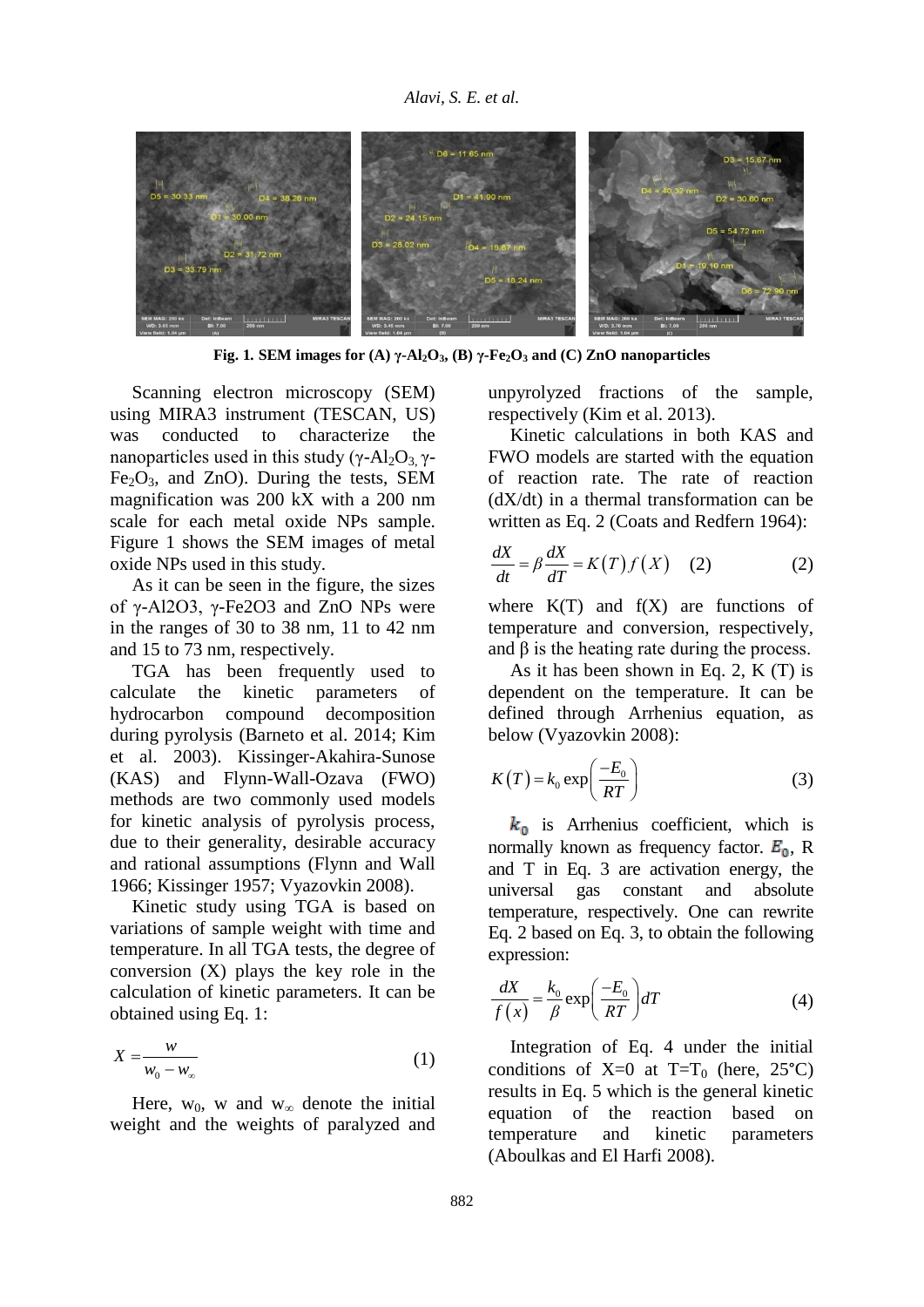Fig. 1. SEM images for (A) $\gamma$-$Al_2O_3$, (B) $\gamma$-$Fe_2O_3$ and (C) ZnO nanoparticles

Scanning electron microscopy (SEM) using MIRA3 instrument (TESCAN, US) was conducted to characterize the nanoparticles used in this study ($\gamma$-$Al_2O_3$, $\gamma$-$Fe_2O_3$, and ZnO). During the tests, SEM magnification was 200 kX with a 200 nm scale for each metal oxide NPs sample. Figure 1 shows the SEM images of metal oxide NPs used in this study.

As it can be seen in the figure, the sizes of $\gamma$-Al2O3, $\gamma$-Fe2O3 and ZnO NPs were in the ranges of 30 to 38 nm, 11 to 42 nm and 15 to 73 nm, respectively.

TGA has been frequently used to calculate the kinetic parameters of hydrocarbon compound decomposition during pyrolysis (Barneto et al. 2014; Kim et al. 2003). Kissinger-Akahira-Sunose (KAS) and Flynn-Wall-Ozava (FWO) methods are two commonly used models for kinetic analysis of pyrolysis process, due to their generality, desirable accuracy and rational assumptions (Flynn and Wall 1966; Kissinger 1957; Vyazovkin 2008).

Kinetic study using TGA is based on variations of sample weight with time and temperature. In all TGA tests, the degree of conversion (X) plays the key role in the calculation of kinetic parameters. It can be obtained using Eq. 1:

$$X = \frac{w}{w_0 - w_\infty} \tag{1}$$

Here, $w_0$, w and $w_\infty$ denote the initial weight and the weights of paralyzed and unpyrolyzed fractions of the sample, respectively (Kim et al. 2013).

Kinetic calculations in both KAS and FWO models are started with the equation of reaction rate. The rate of reaction (dX/dt) in a thermal transformation can be written as Eq. 2 (Coats and Redfern 1964):

$$\frac{dX}{dt} = \beta \frac{dX}{dT} = K(T) f(X) \quad (2) \tag{2}$$

where K(T) and f(X) are functions of temperature and conversion, respectively, and $\beta$ is the heating rate during the process.

As it has been shown in Eq. 2, K (T) is dependent on the temperature. It can be defined through Arrhenius equation, as below (Vyazovkin 2008):

$$K(T) = k_0 \exp\left(\frac{-E_0}{RT}\right) \tag{3}$$

$k_0$ is Arrhenius coefficient, which is normally known as frequency factor. $E_0$, R and T in Eq. 3 are activation energy, the universal gas constant and absolute temperature, respectively. One can rewrite Eq. 2 based on Eq. 3, to obtain the following expression:

$$\frac{dX}{f(x)} = \frac{k_0}{\beta} \exp\left(\frac{-E_0}{RT}\right) dT \tag{4}$$

Integration of Eq. 4 under the initial conditions of X=0 at T=$T_0$ (here, 25°C) results in Eq. 5 which is the general kinetic equation of the reaction based on temperature and kinetic parameters (Aboulkas and El Harfi 2008).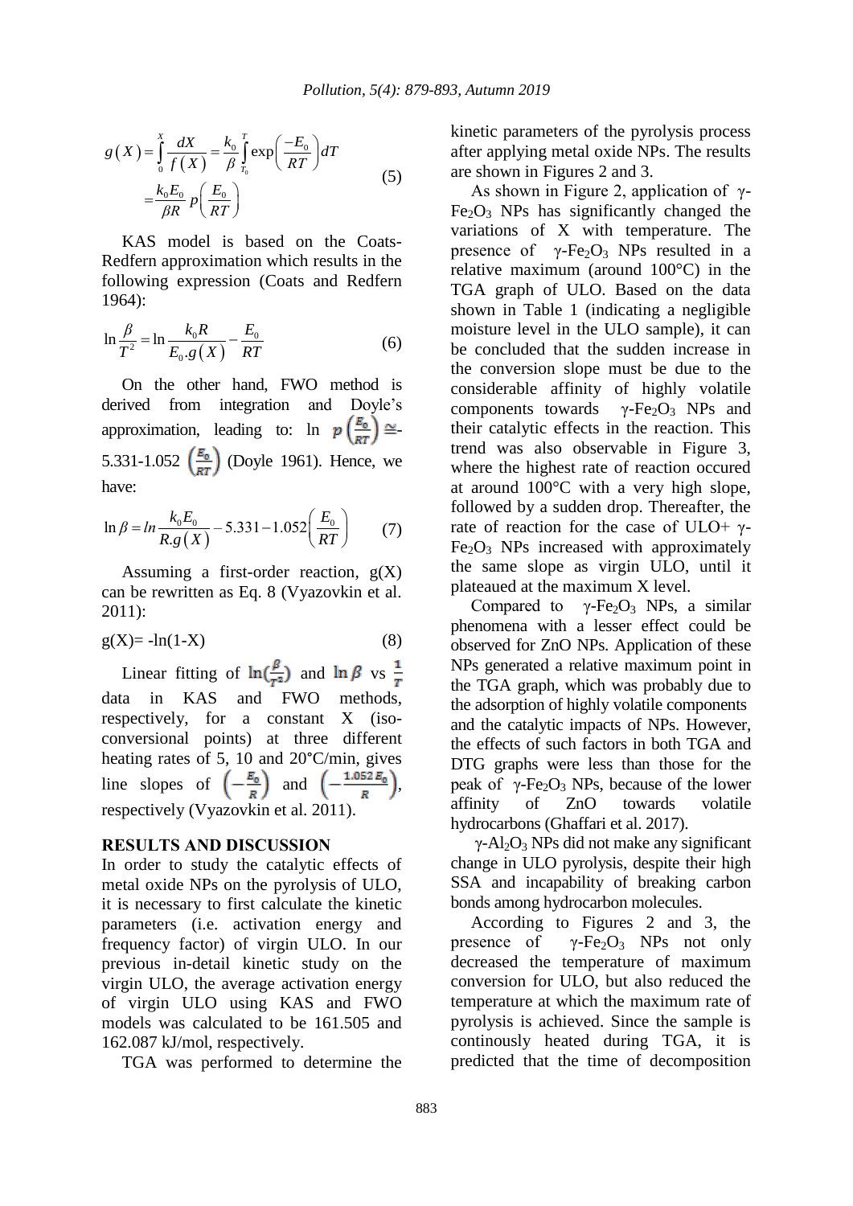$$g(X)=\int_0^X \frac{dX}{f(X)}=\frac{k_0}{\beta}\int_{T_0}^{T}\exp\left(\frac{-E_0}{RT}\right)dT =\frac{k_0 E_0}{\beta R}\,p\left(\frac{E_0}{RT}\right) \tag{5}$$

KAS model is based on the Coats-Redfern approximation which results in the following expression (Coats and Redfern 1964):

$$\ln\frac{\beta}{T^2}=\ln\frac{k_0 R}{E_0.g(X)}-\frac{E_0}{RT} \tag{6}$$

On the other hand, FWO method is derived from integration and Doyle's approximation, leading to: $\ln\ p\left(\frac{E_0}{RT}\right)\cong$-5.331-1.052 $\left(\frac{E_0}{RT}\right)$ (Doyle 1961). Hence, we have:

$$\ln\beta = ln\frac{k_0 E_0}{R.g(X)}-5.331-1.052\left(\frac{E_0}{RT}\right) \tag{7}$$

Assuming a first-order reaction, g(X) can be rewritten as Eq. 8 (Vyazovkin et al. 2011):

$$g(X)= -\ln(1-X) \tag{8}$$

Linear fitting of $\ln(\frac{\beta}{T^2})$ and $\ln\beta$ vs $\frac{1}{T}$ data in KAS and FWO methods, respectively, for a constant X (iso-conversional points) at three different heating rates of 5, 10 and 20°C/min, gives line slopes of $\left(-\frac{E_0}{R}\right)$ and $\left(-\frac{1.052\,E_0}{R}\right)$, respectively (Vyazovkin et al. 2011).

## RESULTS AND DISCUSSION

In order to study the catalytic effects of metal oxide NPs on the pyrolysis of ULO, it is necessary to first calculate the kinetic parameters (i.e. activation energy and frequency factor) of virgin ULO. In our previous in-detail kinetic study on the virgin ULO, the average activation energy of virgin ULO using KAS and FWO models was calculated to be 161.505 and 162.087 kJ/mol, respectively.

TGA was performed to determine the kinetic parameters of the pyrolysis process after applying metal oxide NPs. The results are shown in Figures 2 and 3.

As shown in Figure 2, application of γ-$Fe_2O_3$ NPs has significantly changed the variations of X with temperature. The presence of γ-$Fe_2O_3$ NPs resulted in a relative maximum (around 100°C) in the TGA graph of ULO. Based on the data shown in Table 1 (indicating a negligible moisture level in the ULO sample), it can be concluded that the sudden increase in the conversion slope must be due to the considerable affinity of highly volatile components towards γ-$Fe_2O_3$ NPs and their catalytic effects in the reaction. This trend was also observable in Figure 3, where the highest rate of reaction occured at around 100°C with a very high slope, followed by a sudden drop. Thereafter, the rate of reaction for the case of ULO+ γ-$Fe_2O_3$ NPs increased with approximately the same slope as virgin ULO, until it plateaued at the maximum X level.

Compared to γ-$Fe_2O_3$ NPs, a similar phenomena with a lesser effect could be observed for ZnO NPs. Application of these NPs generated a relative maximum point in the TGA graph, which was probably due to the adsorption of highly volatile components and the catalytic impacts of NPs. However, the effects of such factors in both TGA and DTG graphs were less than those for the peak of γ-$Fe_2O_3$ NPs, because of the lower affinity of ZnO towards volatile hydrocarbons (Ghaffari et al. 2017).

γ-$Al_2O_3$ NPs did not make any significant change in ULO pyrolysis, despite their high SSA and incapability of breaking carbon bonds among hydrocarbon molecules.

According to Figures 2 and 3, the presence of γ-$Fe_2O_3$ NPs not only decreased the temperature of maximum conversion for ULO, but also reduced the temperature at which the maximum rate of pyrolysis is achieved. Since the sample is continously heated during TGA, it is predicted that the time of decomposition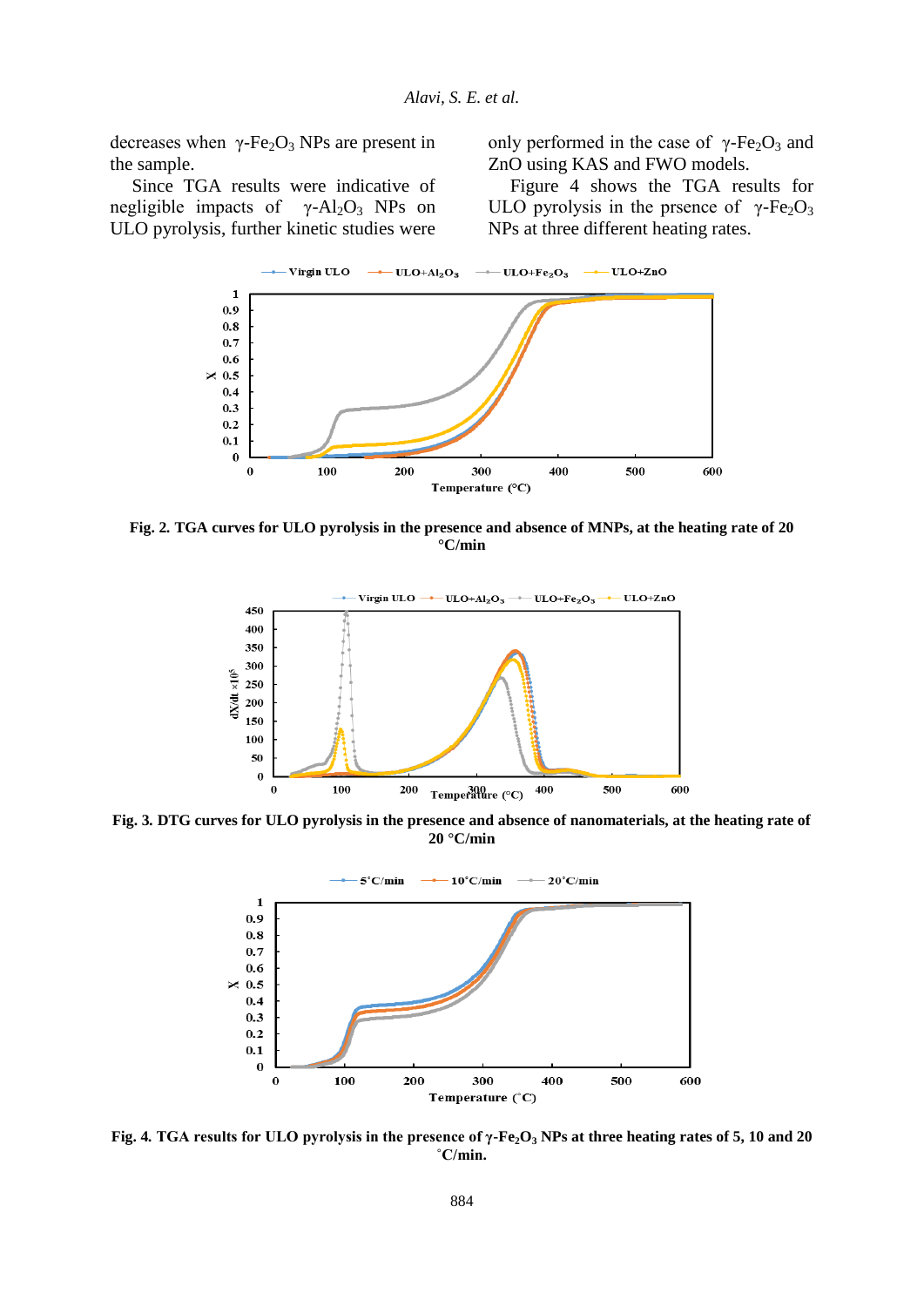decreases when $\gamma$-$Fe_2O_3$ NPs are present in the sample.

Since TGA results were indicative of negligible impacts of $\gamma$-$Al_2O_3$ NPs on ULO pyrolysis, further kinetic studies were only performed in the case of $\gamma$-$Fe_2O_3$ and ZnO using KAS and FWO models.

Figure 4 shows the TGA results for ULO pyrolysis in the prsence of $\gamma$-$Fe_2O_3$ NPs at three different heating rates.

**Fig. 2. TGA curves for ULO pyrolysis in the presence and absence of MNPs, at the heating rate of 20 °C/min**

**Fig. 3. DTG curves for ULO pyrolysis in the presence and absence of nanomaterials, at the heating rate of 20 °C/min**

**Fig. 4. TGA results for ULO pyrolysis in the presence of $\gamma$-$Fe_2O_3$ NPs at three heating rates of 5, 10 and 20 °C/min.**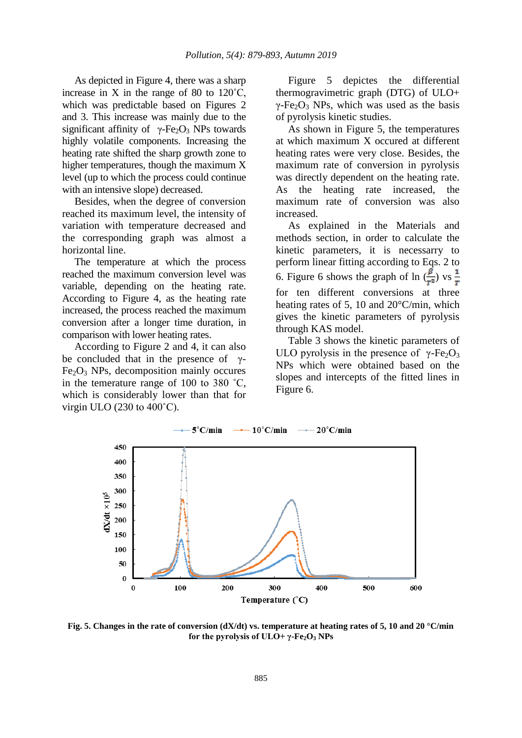As depicted in Figure 4, there was a sharp increase in X in the range of 80 to 120˚C, which was predictable based on Figures 2 and 3. This increase was mainly due to the significant affinity of γ-$Fe_2O_3$ NPs towards highly volatile components. Increasing the heating rate shifted the sharp growth zone to higher temperatures, though the maximum X level (up to which the process could continue with an intensive slope) decreased.

Besides, when the degree of conversion reached its maximum level, the intensity of variation with temperature decreased and the corresponding graph was almost a horizontal line.

The temperature at which the process reached the maximum conversion level was variable, depending on the heating rate. According to Figure 4, as the heating rate increased, the process reached the maximum conversion after a longer time duration, in comparison with lower heating rates.

According to Figure 2 and 4, it can also be concluded that in the presence of γ-$Fe_2O_3$ NPs, decomposition mainly occures in the temerature range of 100 to 380 ˚C, which is considerably lower than that for virgin ULO (230 to 400˚C).

Figure 5 depicts the differential thermogravimetric graph (DTG) of ULO+ γ-$Fe_2O_3$ NPs, which was used as the basis of pyrolysis kinetic studies.

As shown in Figure 5, the temperatures at which maximum X occured at different heating rates were very close. Besides, the maximum rate of conversion in pyrolysis was directly dependent on the heating rate. As the heating rate increased, the maximum rate of conversion was also increased.

As explained in the Materials and methods section, in order to calculate the kinetic parameters, it is necessary to perform linear fitting according to Eqs. 2 to 6. Figure 6 shows the graph of ln $\left(\frac{\beta}{T^2}\right)$ vs $\frac{1}{T}$ for ten different conversions at three heating rates of 5, 10 and 20°C/min, which gives the kinetic parameters of pyrolysis through KAS model.

Table 3 shows the kinetic parameters of ULO pyrolysis in the presence of γ-$Fe_2O_3$ NPs which were obtained based on the slopes and intercepts of the fitted lines in Figure 6.

**Fig. 5. Changes in the rate of conversion (dX/dt) vs. temperature at heating rates of 5, 10 and 20 °C/min for the pyrolysis of ULO+ γ-$Fe_2O_3$ NPs**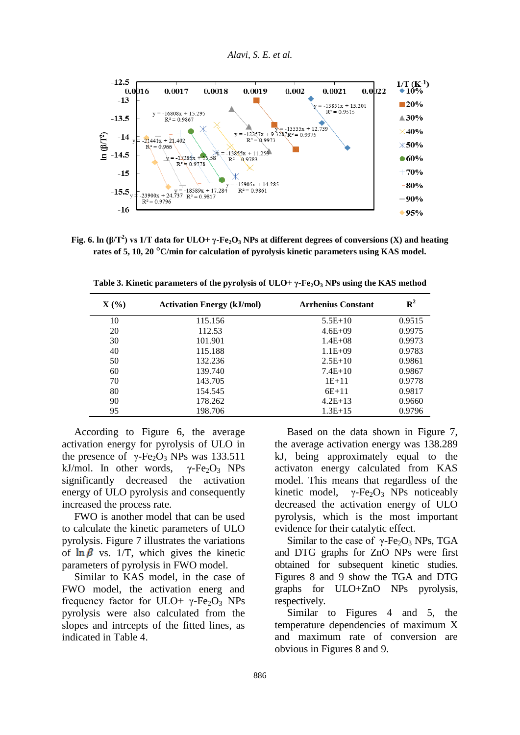Fig. 6. ln ($\beta/T^2$) vs 1/T data for ULO+ $\gamma$-$Fe_2O_3$ NPs at different degrees of conversions (X) and heating rates of 5, 10, 20 °C/min for calculation of pyrolysis kinetic parameters using KAS model.

**Table 3. Kinetic parameters of the pyrolysis of ULO+ $\gamma$-$Fe_2O_3$ NPs using the KAS method**

| X (%) | Activation Energy (kJ/mol) | Arrhenius Constant | $R^2$ |
|---|---|---|---|
| 10 | 115.156 | 5.5E+10 | 0.9515 |
| 20 | 112.53 | 4.6E+09 | 0.9975 |
| 30 | 101.901 | 1.4E+08 | 0.9973 |
| 40 | 115.188 | 1.1E+09 | 0.9783 |
| 50 | 132.236 | 2.5E+10 | 0.9861 |
| 60 | 139.740 | 7.4E+10 | 0.9867 |
| 70 | 143.705 | 1E+11 | 0.9778 |
| 80 | 154.545 | 6E+11 | 0.9817 |
| 90 | 178.262 | 4.2E+13 | 0.9660 |
| 95 | 198.706 | 1.3E+15 | 0.9796 |

According to Figure 6, the average activation energy for pyrolysis of ULO in the presence of $\gamma$-$Fe_2O_3$ NPs was 133.511 kJ/mol. In other words, $\gamma$-$Fe_2O_3$ NPs significantly decreased the activation energy of ULO pyrolysis and consequently increased the process rate.

FWO is another model that can be used to calculate the kinetic parameters of ULO pyrolysis. Figure 7 illustrates the variations of $\ln \beta$ vs. 1/T, which gives the kinetic parameters of pyrolysis in FWO model.

Similar to KAS model, in the case of FWO model, the activation energ and frequency factor for ULO+ $\gamma$-$Fe_2O_3$ NPs pyrolysis were also calculated from the slopes and intrcepts of the fitted lines, as indicated in Table 4.

Based on the data shown in Figure 7, the average activation energy was 138.289 kJ, being approximately equal to the activaton energy calculated from KAS model. This means that regardless of the kinetic model, $\gamma$-$Fe_2O_3$ NPs noticeably decreased the activation energy of ULO pyrolysis, which is the most important evidence for their catalytic effect.

Similar to the case of $\gamma$-$Fe_2O_3$ NPs, TGA and DTG graphs for ZnO NPs were first obtained for subsequent kinetic studies. Figures 8 and 9 show the TGA and DTG graphs for ULO+ZnO NPs pyrolysis, respectively.

Similar to Figures 4 and 5, the temperature dependencies of maximum X and maximum rate of conversion are obvious in Figures 8 and 9.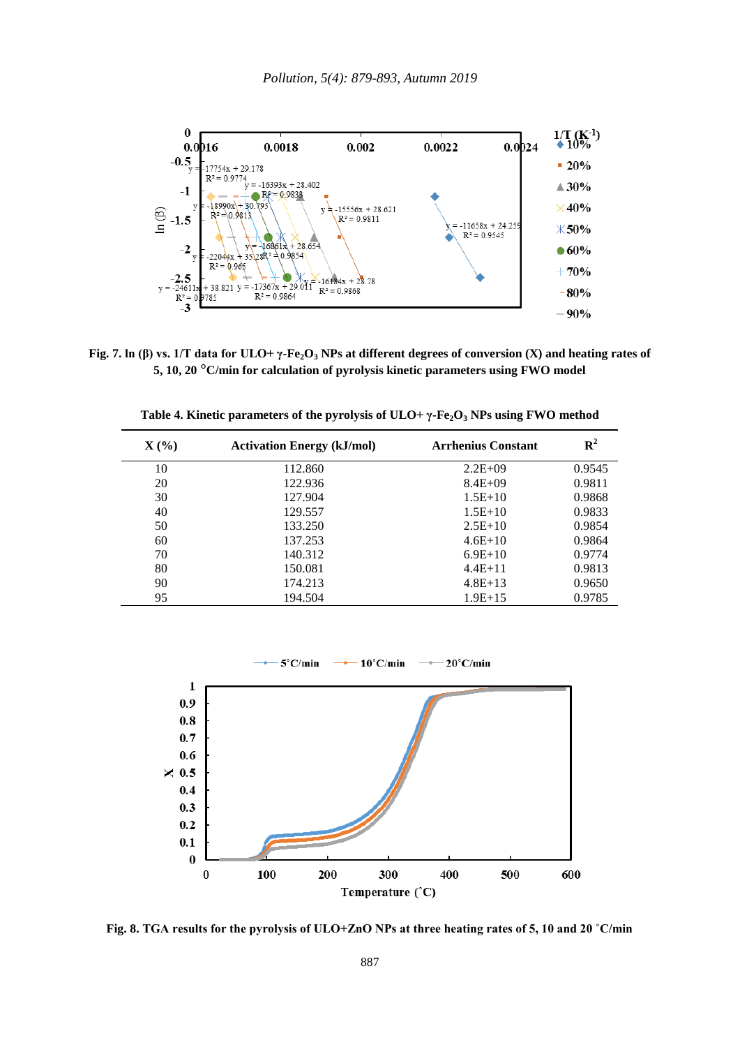Fig. 7. ln (β) vs. 1/T data for ULO+ $\gamma$-$Fe_2O_3$ NPs at different degrees of conversion (X) and heating rates of 5, 10, 20 °C/min for calculation of pyrolysis kinetic parameters using FWO model

**Table 4. Kinetic parameters of the pyrolysis of ULO+ $\gamma$-$Fe_2O_3$ NPs using FWO method**

| X (%) | Activation Energy (kJ/mol) | Arrhenius Constant | $R^2$ |
|---|---|---|---|
| 10 | 112.860 | 2.2E+09 | 0.9545 |
| 20 | 122.936 | 8.4E+09 | 0.9811 |
| 30 | 127.904 | 1.5E+10 | 0.9868 |
| 40 | 129.557 | 1.5E+10 | 0.9833 |
| 50 | 133.250 | 2.5E+10 | 0.9854 |
| 60 | 137.253 | 4.6E+10 | 0.9864 |
| 70 | 140.312 | 6.9E+10 | 0.9774 |
| 80 | 150.081 | 4.4E+11 | 0.9813 |
| 90 | 174.213 | 4.8E+13 | 0.9650 |
| 95 | 194.504 | 1.9E+15 | 0.9785 |

Fig. 8. TGA results for the pyrolysis of ULO+ZnO NPs at three heating rates of 5, 10 and 20 °C/min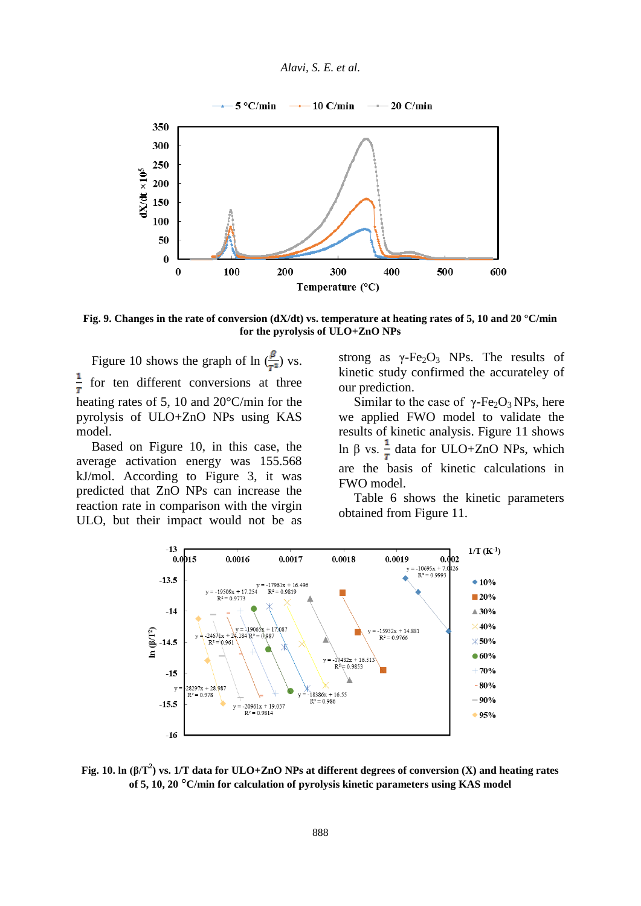Fig. 9. Changes in the rate of conversion (dX/dt) vs. temperature at heating rates of 5, 10 and 20 °C/min for the pyrolysis of ULO+ZnO NPs

Figure 10 shows the graph of $\ln\left(\frac{\beta}{T^2}\right)$ vs. $\frac{1}{T}$ for ten different conversions at three heating rates of 5, 10 and 20°C/min for the pyrolysis of ULO+ZnO NPs using KAS model.

Based on Figure 10, in this case, the average activation energy was 155.568 kJ/mol. According to Figure 3, it was predicted that ZnO NPs can increase the reaction rate in comparison with the virgin ULO, but their impact would not be as strong as $\gamma$-$Fe_2O_3$ NPs. The results of kinetic study confirmed the accurateley of our prediction.

Similar to the case of $\gamma$-$Fe_2O_3$ NPs, here we applied FWO model to validate the results of kinetic analysis. Figure 11 shows $\ln \beta$ vs. $\frac{1}{T}$ data for ULO+ZnO NPs, which are the basis of kinetic calculations in FWO model.

Table 6 shows the kinetic parameters obtained from Figure 11.

Fig. 10. $\ln(\beta/T^2)$ vs. 1/T data for ULO+ZnO NPs at different degrees of conversion (X) and heating rates of 5, 10, 20 °C/min for calculation of pyrolysis kinetic parameters using KAS model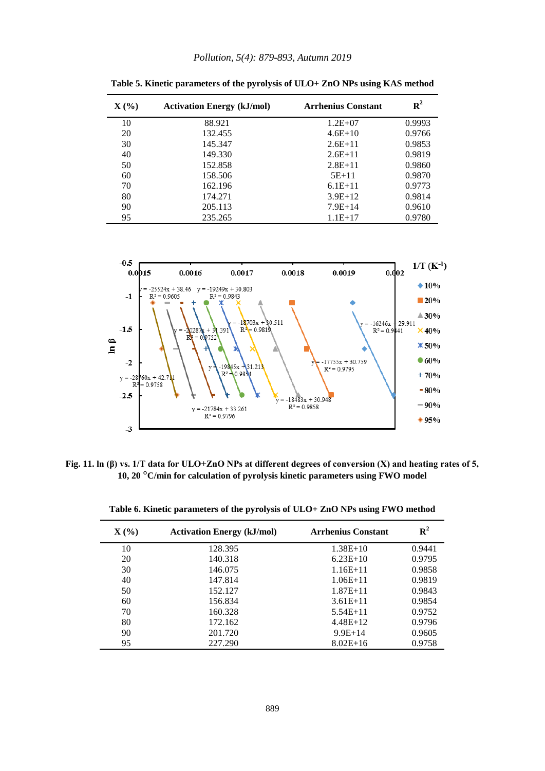**Table 5. Kinetic parameters of the pyrolysis of ULO+ ZnO NPs using KAS method**

| X (%) | Activation Energy (kJ/mol) | Arrhenius Constant | $R^2$ |
|---|---|---|---|
| 10 | 88.921 | 1.2E+07 | 0.9993 |
| 20 | 132.455 | 4.6E+10 | 0.9766 |
| 30 | 145.347 | 2.6E+11 | 0.9853 |
| 40 | 149.330 | 2.6E+11 | 0.9819 |
| 50 | 152.858 | 2.8E+11 | 0.9860 |
| 60 | 158.506 | 5E+11 | 0.9870 |
| 70 | 162.196 | 6.1E+11 | 0.9773 |
| 80 | 174.271 | 3.9E+12 | 0.9814 |
| 90 | 205.113 | 7.9E+14 | 0.9610 |
| 95 | 235.265 | 1.1E+17 | 0.9780 |

**Fig. 11. ln (β) vs. 1/T data for ULO+ZnO NPs at different degrees of conversion (X) and heating rates of 5, 10, 20 °C/min for calculation of pyrolysis kinetic parameters using FWO model**

**Table 6. Kinetic parameters of the pyrolysis of ULO+ ZnO NPs using FWO method**

| X (%) | Activation Energy (kJ/mol) | Arrhenius Constant | $R^2$ |
|---|---|---|---|
| 10 | 128.395 | 1.38E+10 | 0.9441 |
| 20 | 140.318 | 6.23E+10 | 0.9795 |
| 30 | 146.075 | 1.16E+11 | 0.9858 |
| 40 | 147.814 | 1.06E+11 | 0.9819 |
| 50 | 152.127 | 1.87E+11 | 0.9843 |
| 60 | 156.834 | 3.61E+11 | 0.9854 |
| 70 | 160.328 | 5.54E+11 | 0.9752 |
| 80 | 172.162 | 4.48E+12 | 0.9796 |
| 90 | 201.720 | 9.9E+14 | 0.9605 |
| 95 | 227.290 | 8.02E+16 | 0.9758 |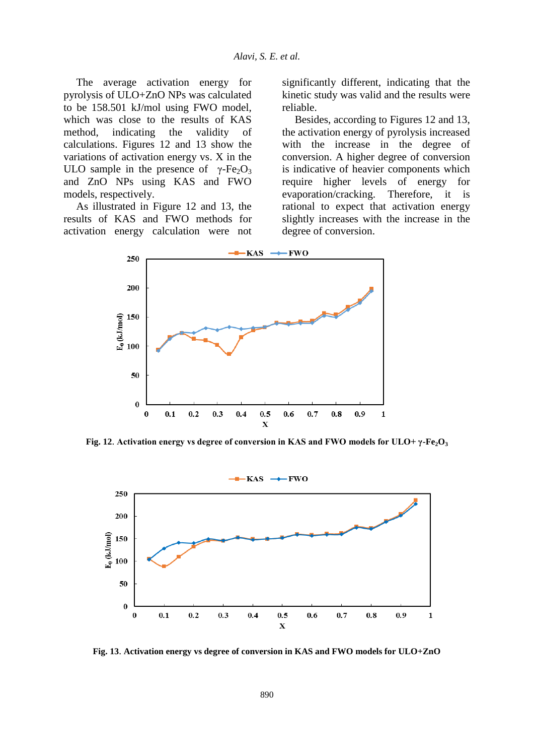The average activation energy for pyrolysis of ULO+ZnO NPs was calculated to be 158.501 kJ/mol using FWO model, which was close to the results of KAS method, indicating the validity of calculations. Figures 12 and 13 show the variations of activation energy vs. X in the ULO sample in the presence of γ-$Fe_2O_3$ and ZnO NPs using KAS and FWO models, respectively.

As illustrated in Figure 12 and 13, the results of KAS and FWO methods for activation energy calculation were not significantly different, indicating that the kinetic study was valid and the results were reliable.

Besides, according to Figures 12 and 13, the activation energy of pyrolysis increased with the increase in the degree of conversion. A higher degree of conversion is indicative of heavier components which require higher levels of energy for evaporation/cracking. Therefore, it is rational to expect that activation energy slightly increases with the increase in the degree of conversion.

**Fig. 12**. **Activation energy vs degree of conversion in KAS and FWO models for ULO+ γ-$Fe_2O_3$**

**Fig. 13**. **Activation energy vs degree of conversion in KAS and FWO models for ULO+ZnO**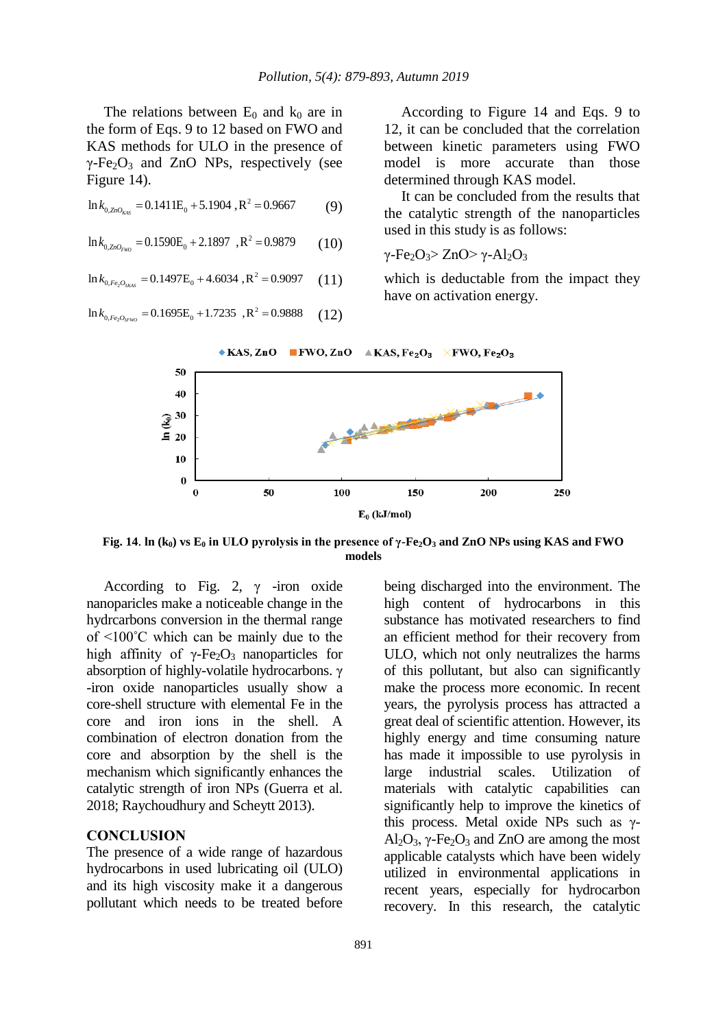The relations between $E_0$ and $k_0$ are in the form of Eqs. 9 to 12 based on FWO and KAS methods for ULO in the presence of γ-$Fe_2O_3$ and ZnO NPs, respectively (see Figure 14).

$$\ln k_{0,ZnO_{KAS}} = 0.1411E_0 + 5.1904 \; , R^2 = 0.9667 \qquad (9)$$

$$\ln k_{0,ZnO_{FWO}} = 0.1590E_0 + 2.1897 \; , R^2 = 0.9879 \qquad (10)$$

$$\ln k_{0,Fe_2O_{3KAS}} = 0.1497E_0 + 4.6034 \; , R^2 = 0.9097 \qquad (11)$$

$$\ln k_{0,Fe_2O_{3FWO}} = 0.1695E_0 + 1.7235 \; , R^2 = 0.9888 \qquad (12)$$

According to Figure 14 and Eqs. 9 to 12, it can be concluded that the correlation between kinetic parameters using FWO model is more accurate than those determined through KAS model.

It can be concluded from the results that the catalytic strength of the nanoparticles used in this study is as follows:

γ-$Fe_2O_3$> ZnO> γ-$Al_2O_3$

which is deductable from the impact they have on activation energy.

**Fig. 14**. **ln ($k_0$) vs $E_0$ in ULO pyrolysis in the presence of γ-$Fe_2O_3$ and ZnO NPs using KAS and FWO models**

According to Fig. 2, γ -iron oxide nanoparicles make a noticeable change in the hydrcarbons conversion in the thermal range of <100˚C which can be mainly due to the high affinity of γ-$Fe_2O_3$ nanoparticles for absorption of highly-volatile hydrocarbons. γ -iron oxide nanoparticles usually show a core-shell structure with elemental Fe in the core and iron ions in the shell. A combination of electron donation from the core and absorption by the shell is the mechanism which significantly enhances the catalytic strength of iron NPs (Guerra et al. 2018; Raychoudhury and Scheytt 2013).

## CONCLUSION

The presence of a wide range of hazardous hydrocarbons in used lubricating oil (ULO) and its high viscosity make it a dangerous pollutant which needs to be treated before being discharged into the environment. The high content of hydrocarbons in this substance has motivated researchers to find an efficient method for their recovery from ULO, which not only neutralizes the harms of this pollutant, but also can significantly make the process more economic. In recent years, the pyrolysis process has attracted a great deal of scientific attention. However, its highly energy and time consuming nature has made it impossible to use pyrolysis in large industrial scales. Utilization of materials with catalytic capabilities can significantly help to improve the kinetics of this process. Metal oxide NPs such as γ-$Al_2O_3$, γ-$Fe_2O_3$ and ZnO are among the most applicable catalysts which have been widely utilized in environmental applications in recent years, especially for hydrocarbon recovery. In this research, the catalytic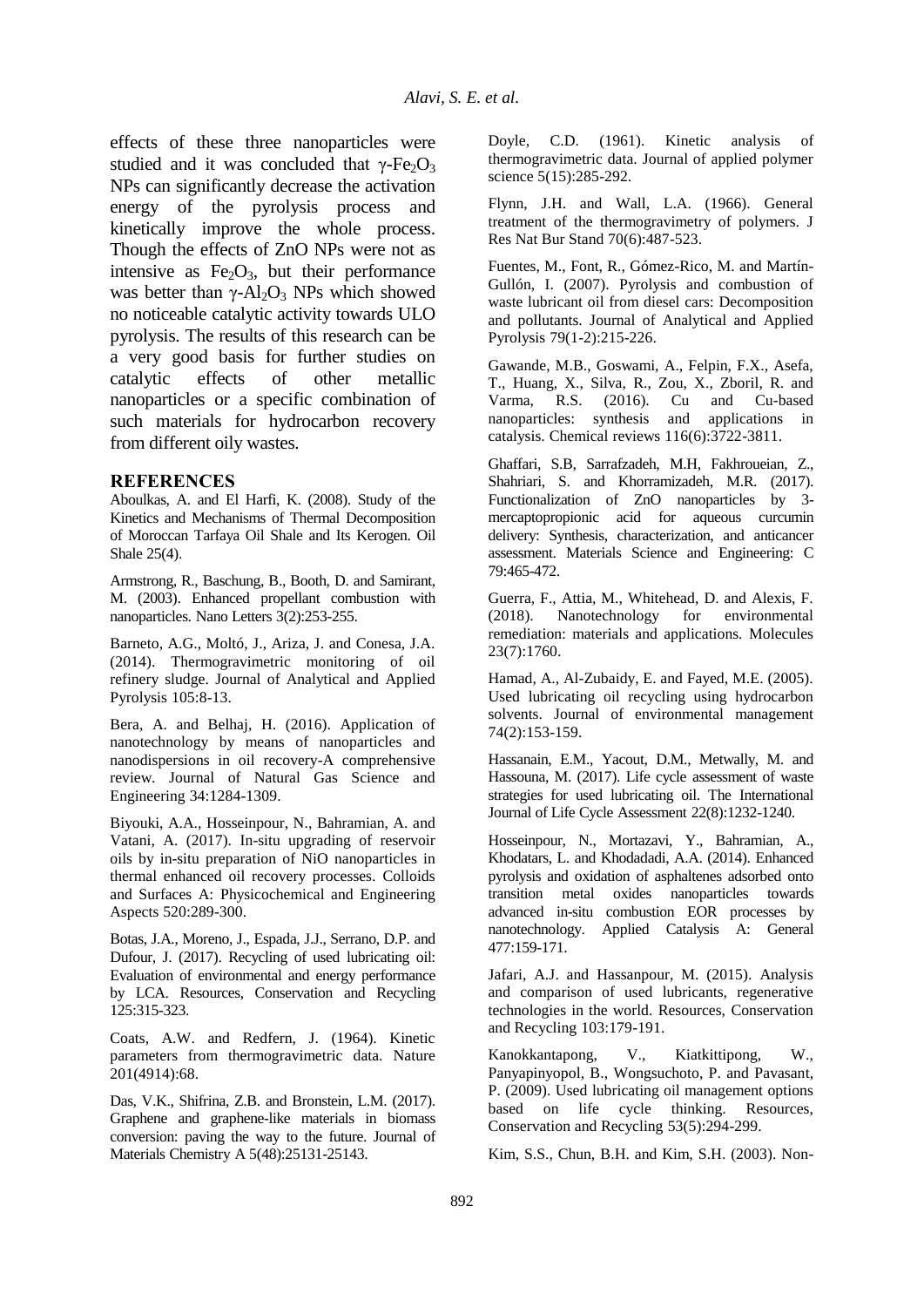effects of these three nanoparticles were studied and it was concluded that γ-$Fe_2O_3$ NPs can significantly decrease the activation energy of the pyrolysis process and kinetically improve the whole process. Though the effects of ZnO NPs were not as intensive as $Fe_2O_3$, but their performance was better than γ-$Al_2O_3$ NPs which showed no noticeable catalytic activity towards ULO pyrolysis. The results of this research can be a very good basis for further studies on catalytic effects of other metallic nanoparticles or a specific combination of such materials for hydrocarbon recovery from different oily wastes.

## REFERENCES

Aboulkas, A. and El Harfi, K. (2008). Study of the Kinetics and Mechanisms of Thermal Decomposition of Moroccan Tarfaya Oil Shale and Its Kerogen. Oil Shale 25(4).

Armstrong, R., Baschung, B., Booth, D. and Samirant, M. (2003). Enhanced propellant combustion with nanoparticles. Nano Letters 3(2):253-255.

Barneto, A.G., Moltó, J., Ariza, J. and Conesa, J.A. (2014). Thermogravimetric monitoring of oil refinery sludge. Journal of Analytical and Applied Pyrolysis 105:8-13.

Bera, A. and Belhaj, H. (2016). Application of nanotechnology by means of nanoparticles and nanodispersions in oil recovery-A comprehensive review. Journal of Natural Gas Science and Engineering 34:1284-1309.

Biyouki, A.A., Hosseinpour, N., Bahramian, A. and Vatani, A. (2017). In-situ upgrading of reservoir oils by in-situ preparation of NiO nanoparticles in thermal enhanced oil recovery processes. Colloids and Surfaces A: Physicochemical and Engineering Aspects 520:289-300.

Botas, J.A., Moreno, J., Espada, J.J., Serrano, D.P. and Dufour, J. (2017). Recycling of used lubricating oil: Evaluation of environmental and energy performance by LCA. Resources, Conservation and Recycling 125:315-323.

Coats, A.W. and Redfern, J. (1964). Kinetic parameters from thermogravimetric data. Nature 201(4914):68.

Das, V.K., Shifrina, Z.B. and Bronstein, L.M. (2017). Graphene and graphene-like materials in biomass conversion: paving the way to the future. Journal of Materials Chemistry A 5(48):25131-25143.

Doyle, C.D. (1961). Kinetic analysis of thermogravimetric data. Journal of applied polymer science 5(15):285-292.

Flynn, J.H. and Wall, L.A. (1966). General treatment of the thermogravimetry of polymers. J Res Nat Bur Stand 70(6):487-523.

Fuentes, M., Font, R., Gómez-Rico, M. and Martín-Gullón, I. (2007). Pyrolysis and combustion of waste lubricant oil from diesel cars: Decomposition and pollutants. Journal of Analytical and Applied Pyrolysis 79(1-2):215-226.

Gawande, M.B., Goswami, A., Felpin, F.X., Asefa, T., Huang, X., Silva, R., Zou, X., Zboril, R. and Varma, R.S. (2016). Cu and Cu-based nanoparticles: synthesis and applications in catalysis. Chemical reviews 116(6):3722-3811.

Ghaffari, S.B, Sarrafzadeh, M.H, Fakhroueian, Z., Shahriari, S. and Khorramizadeh, M.R. (2017). Functionalization of ZnO nanoparticles by 3-mercaptopropionic acid for aqueous curcumin delivery: Synthesis, characterization, and anticancer assessment. Materials Science and Engineering: C 79:465-472.

Guerra, F., Attia, M., Whitehead, D. and Alexis, F. (2018). Nanotechnology for environmental remediation: materials and applications. Molecules 23(7):1760.

Hamad, A., Al-Zubaidy, E. and Fayed, M.E. (2005). Used lubricating oil recycling using hydrocarbon solvents. Journal of environmental management 74(2):153-159.

Hassanain, E.M., Yacout, D.M., Metwally, M. and Hassouna, M. (2017). Life cycle assessment of waste strategies for used lubricating oil. The International Journal of Life Cycle Assessment 22(8):1232-1240.

Hosseinpour, N., Mortazavi, Y., Bahramian, A., Khodatars, L. and Khodadadi, A.A. (2014). Enhanced pyrolysis and oxidation of asphaltenes adsorbed onto transition metal oxides nanoparticles towards advanced in-situ combustion EOR processes by nanotechnology. Applied Catalysis A: General 477:159-171.

Jafari, A.J. and Hassanpour, M. (2015). Analysis and comparison of used lubricants, regenerative technologies in the world. Resources, Conservation and Recycling 103:179-191.

Kanokkantapong, V., Kiatkittipong, W., Panyapinyopol, B., Wongsuchoto, P. and Pavasant, P. (2009). Used lubricating oil management options based on life cycle thinking. Resources, Conservation and Recycling 53(5):294-299.

Kim, S.S., Chun, B.H. and Kim, S.H. (2003). Non-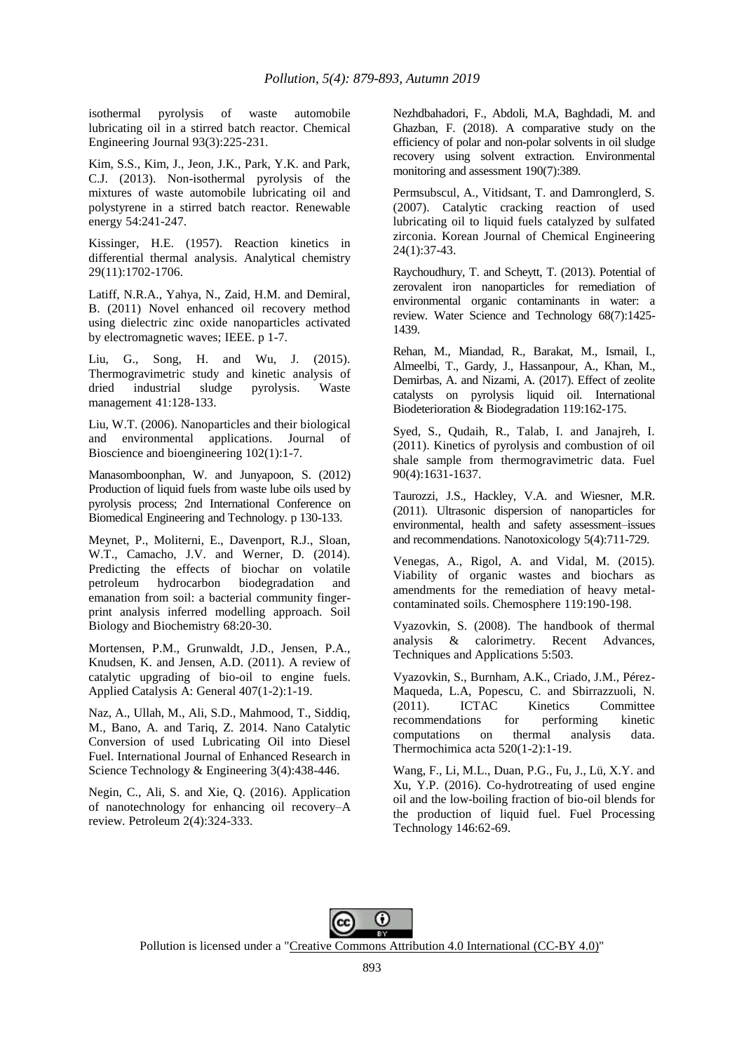isothermal pyrolysis of waste automobile lubricating oil in a stirred batch reactor. Chemical Engineering Journal 93(3):225-231.

Kim, S.S., Kim, J., Jeon, J.K., Park, Y.K. and Park, C.J. (2013). Non-isothermal pyrolysis of the mixtures of waste automobile lubricating oil and polystyrene in a stirred batch reactor. Renewable energy 54:241-247.

Kissinger, H.E. (1957). Reaction kinetics in differential thermal analysis. Analytical chemistry 29(11):1702-1706.

Latiff, N.R.A., Yahya, N., Zaid, H.M. and Demiral, B. (2011) Novel enhanced oil recovery method using dielectric zinc oxide nanoparticles activated by electromagnetic waves; IEEE. p 1-7.

Liu, G., Song, H. and Wu, J. (2015). Thermogravimetric study and kinetic analysis of dried industrial sludge pyrolysis. Waste management 41:128-133.

Liu, W.T. (2006). Nanoparticles and their biological and environmental applications. Journal of Bioscience and bioengineering 102(1):1-7.

Manasomboonphan, W. and Junyapoon, S. (2012) Production of liquid fuels from waste lube oils used by pyrolysis process; 2nd International Conference on Biomedical Engineering and Technology. p 130-133.

Meynet, P., Moliterni, E., Davenport, R.J., Sloan, W.T., Camacho, J.V. and Werner, D. (2014). Predicting the effects of biochar on volatile petroleum hydrocarbon biodegradation and emanation from soil: a bacterial community finger-print analysis inferred modelling approach. Soil Biology and Biochemistry 68:20-30.

Mortensen, P.M., Grunwaldt, J.D., Jensen, P.A., Knudsen, K. and Jensen, A.D. (2011). A review of catalytic upgrading of bio-oil to engine fuels. Applied Catalysis A: General 407(1-2):1-19.

Naz, A., Ullah, M., Ali, S.D., Mahmood, T., Siddiq, M., Bano, A. and Tariq, Z. 2014. Nano Catalytic Conversion of used Lubricating Oil into Diesel Fuel. International Journal of Enhanced Research in Science Technology & Engineering 3(4):438-446.

Negin, C., Ali, S. and Xie, Q. (2016). Application of nanotechnology for enhancing oil recovery–A review. Petroleum 2(4):324-333.

Nezhdbahadori, F., Abdoli, M.A, Baghdadi, M. and Ghazban, F. (2018). A comparative study on the efficiency of polar and non-polar solvents in oil sludge recovery using solvent extraction. Environmental monitoring and assessment 190(7):389.

Permsubscul, A., Vitidsant, T. and Damronglerd, S. (2007). Catalytic cracking reaction of used lubricating oil to liquid fuels catalyzed by sulfated zirconia. Korean Journal of Chemical Engineering 24(1):37-43.

Raychoudhury, T. and Scheytt, T. (2013). Potential of zerovalent iron nanoparticles for remediation of environmental organic contaminants in water: a review. Water Science and Technology 68(7):1425-1439.

Rehan, M., Miandad, R., Barakat, M., Ismail, I., Almeelbi, T., Gardy, J., Hassanpour, A., Khan, M., Demirbas, A. and Nizami, A. (2017). Effect of zeolite catalysts on pyrolysis liquid oil. International Biodeterioration & Biodegradation 119:162-175.

Syed, S., Qudaih, R., Talab, I. and Janajreh, I. (2011). Kinetics of pyrolysis and combustion of oil shale sample from thermogravimetric data. Fuel 90(4):1631-1637.

Taurozzi, J.S., Hackley, V.A. and Wiesner, M.R. (2011). Ultrasonic dispersion of nanoparticles for environmental, health and safety assessment–issues and recommendations. Nanotoxicology 5(4):711-729.

Venegas, A., Rigol, A. and Vidal, M. (2015). Viability of organic wastes and biochars as amendments for the remediation of heavy metal-contaminated soils. Chemosphere 119:190-198.

Vyazovkin, S. (2008). The handbook of thermal analysis & calorimetry. Recent Advances, Techniques and Applications 5:503.

Vyazovkin, S., Burnham, A.K., Criado, J.M., Pérez-Maqueda, L.A, Popescu, C. and Sbirrazzuoli, N. (2011). ICTAC Kinetics Committee recommendations for performing kinetic computations on thermal analysis data. Thermochimica acta 520(1-2):1-19.

Wang, F., Li, M.L., Duan, P.G., Fu, J., Lü, X.Y. and Xu, Y.P. (2016). Co-hydrotreating of used engine oil and the low-boiling fraction of bio-oil blends for the production of liquid fuel. Fuel Processing Technology 146:62-69.

Pollution is licensed under a "Creative Commons Attribution 4.0 International (CC-BY 4.0)"